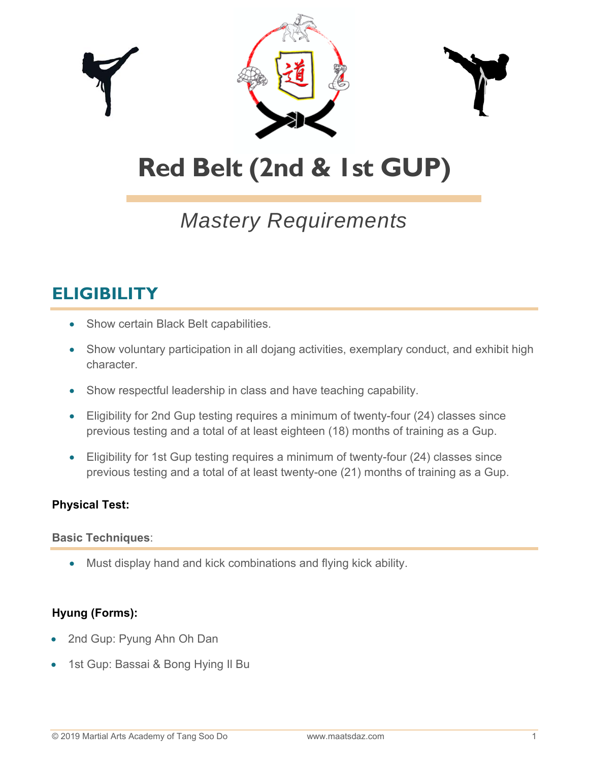# Red Belt (2nd & 1st GUP)

*Mastery Requirements*

## ELIGIBILITY

- Show certain Black Belt capabilities.
- Show voluntary participation in all dojang activities, exemplary conduct, and exhibit high character.
- Show respectful leadership in class and have teaching capability.
- Eligibility for 2nd Gup testing requires a minimum of twenty-four (24) classes since previous testing and a total of at least eighteen (18) months of training as a Gup.
- Eligibility for 1st Gup testing requires a minimum of twenty-four (24) classes since previous testing and a total of at least twenty-one (21) months of training as a Gup.

**Physical Test:**

**Basic Techniques**:

- Must display hand and kick combinations and flying kick ability.

**Hyung (Forms):**

- 2nd Gup: Pyung Ahn Oh Dan
- 1st Gup: Bassai & Bong Hying Il Bu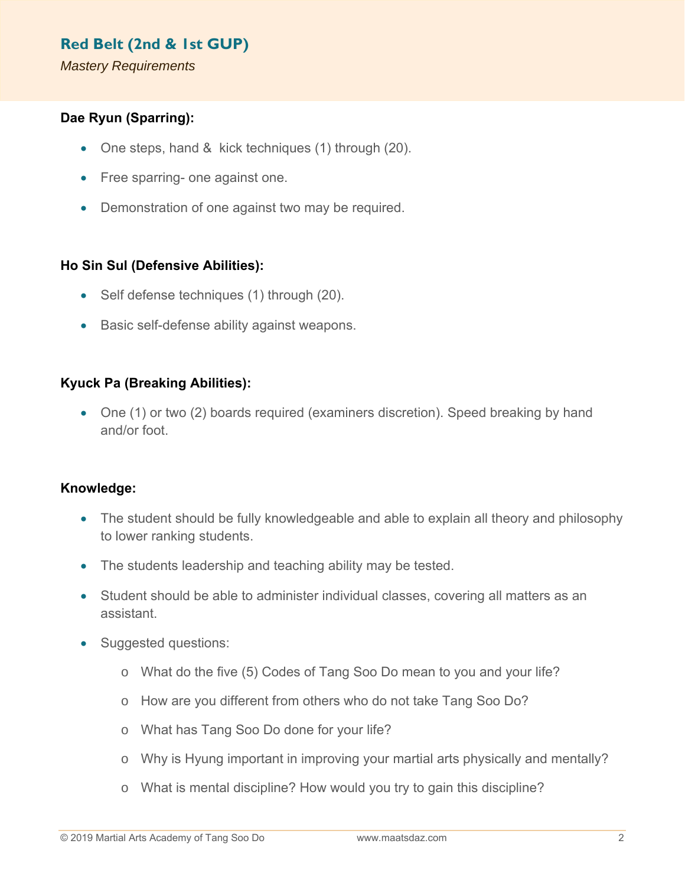## Red Belt (2nd & 1st GUP)

*Mastery Requirements*

**Dae Ryun (Sparring):**

- One steps, hand & kick techniques (1) through (20).
- Free sparring- one against one.
- Demonstration of one against two may be required.

**Ho Sin Sul (Defensive Abilities):**

- Self defense techniques (1) through (20).
- Basic self-defense ability against weapons.

**Kyuck Pa (Breaking Abilities):**

- One (1) or two (2) boards required (examiners discretion). Speed breaking by hand and/or foot.

**Knowledge:**

- The student should be fully knowledgeable and able to explain all theory and philosophy to lower ranking students.
- The students leadership and teaching ability may be tested.
- Student should be able to administer individual classes, covering all matters as an assistant.
- Suggested questions:
  - What do the five (5) Codes of Tang Soo Do mean to you and your life?
  - How are you different from others who do not take Tang Soo Do?
  - What has Tang Soo Do done for your life?
  - Why is Hyung important in improving your martial arts physically and mentally?
  - What is mental discipline? How would you try to gain this discipline?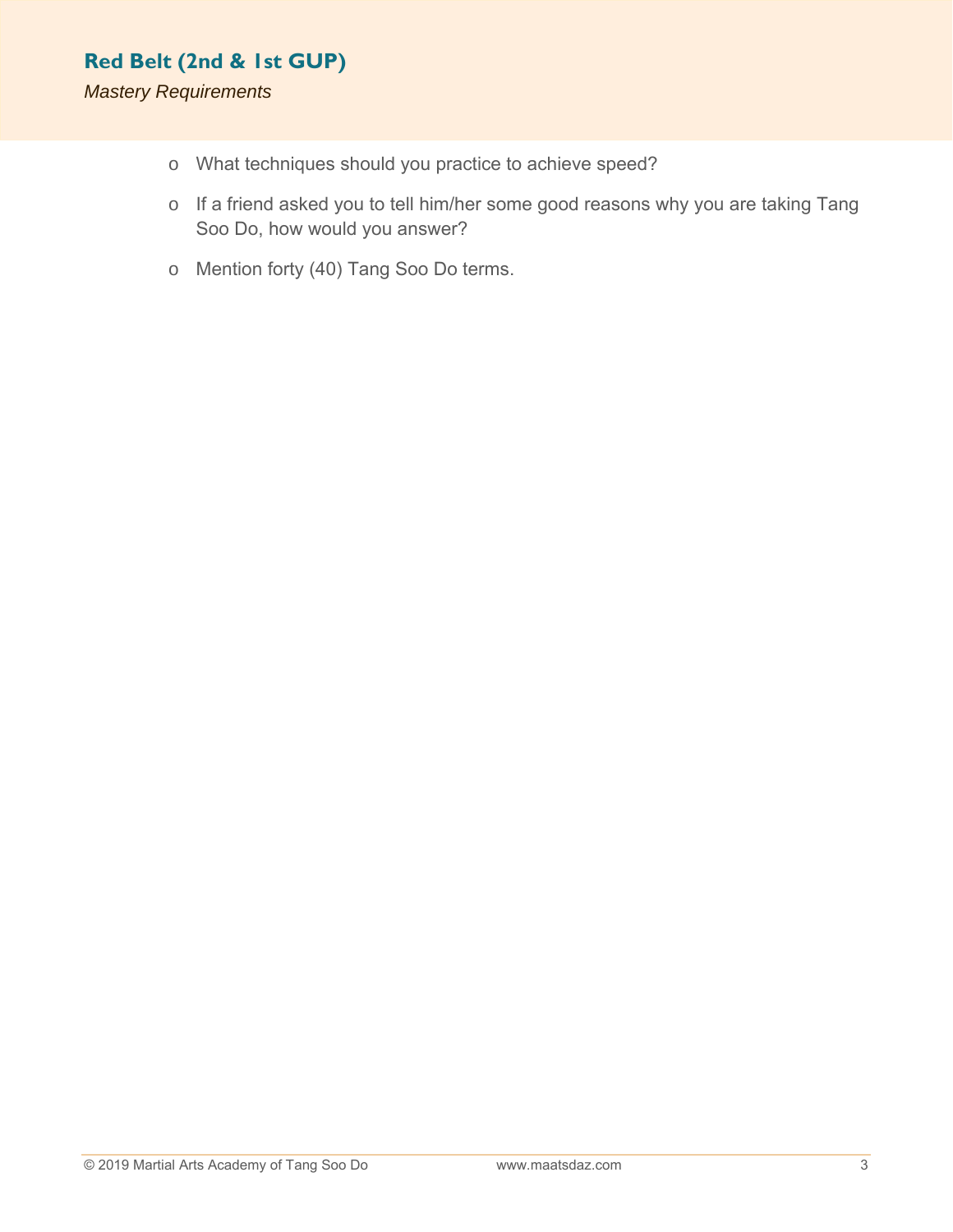- What techniques should you practice to achieve speed?
- If a friend asked you to tell him/her some good reasons why you are taking Tang Soo Do, how would you answer?
- Mention forty (40) Tang Soo Do terms.